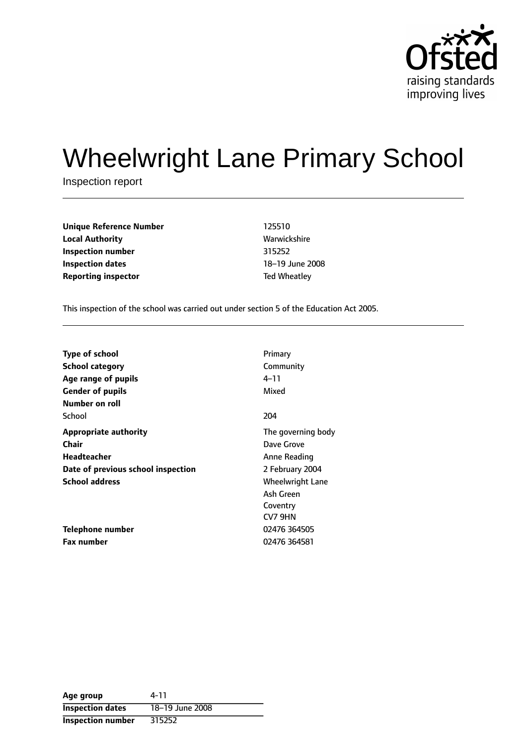# Wheelwright Lane Primary School

Inspection report

| | |
|---|---|
| **Unique Reference Number** | 125510 |
| **Local Authority** | Warwickshire |
| **Inspection number** | 315252 |
| **Inspection dates** | 18–19 June 2008 |
| **Reporting inspector** | Ted Wheatley |

This inspection of the school was carried out under section 5 of the Education Act 2005.

| | |
|---|---|
| **Type of school** | Primary |
| **School category** | Community |
| **Age range of pupils** | 4–11 |
| **Gender of pupils** | Mixed |
| **Number on roll** | |
| School | 204 |
| **Appropriate authority** | The governing body |
| **Chair** | Dave Grove |
| **Headteacher** | Anne Reading |
| **Date of previous school inspection** | 2 February 2004 |
| **School address** | Wheelwright Lane<br>Ash Green<br>Coventry<br>CV7 9HN |
| **Telephone number** | 02476 364505 |
| **Fax number** | 02476 364581 |

| | |
|---|---|
| **Age group** | 4-11 |
| **Inspection dates** | 18–19 June 2008 |
| **Inspection number** | 315252 |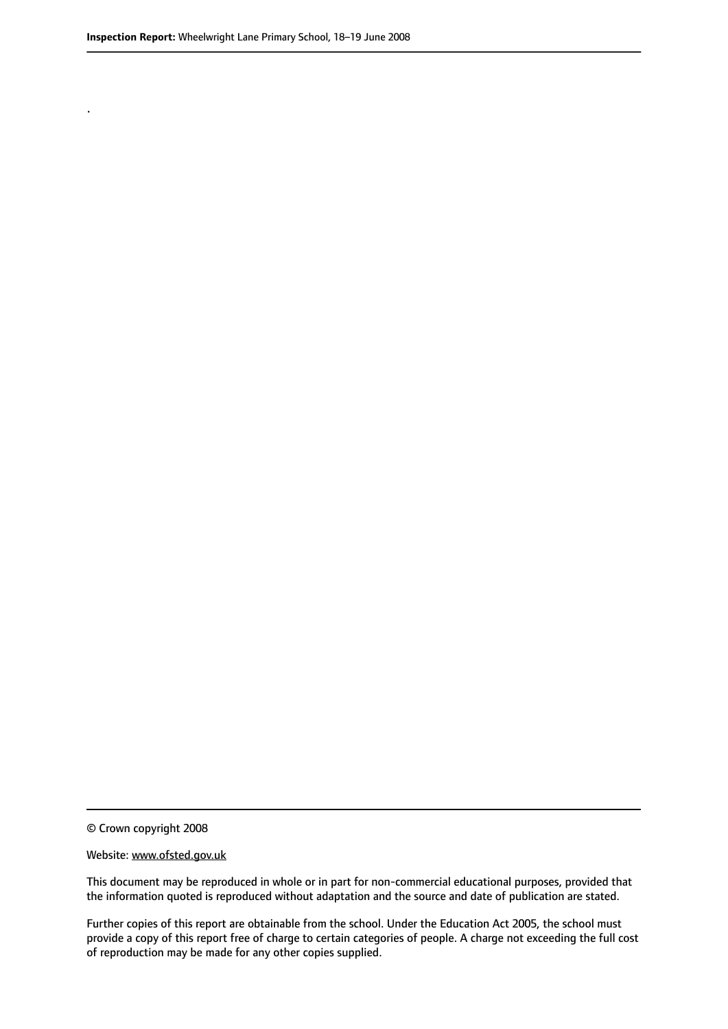.

© Crown copyright 2008

Website: www.ofsted.gov.uk

This document may be reproduced in whole or in part for non-commercial educational purposes, provided that the information quoted is reproduced without adaptation and the source and date of publication are stated.

Further copies of this report are obtainable from the school. Under the Education Act 2005, the school must provide a copy of this report free of charge to certain categories of people. A charge not exceeding the full cost of reproduction may be made for any other copies supplied.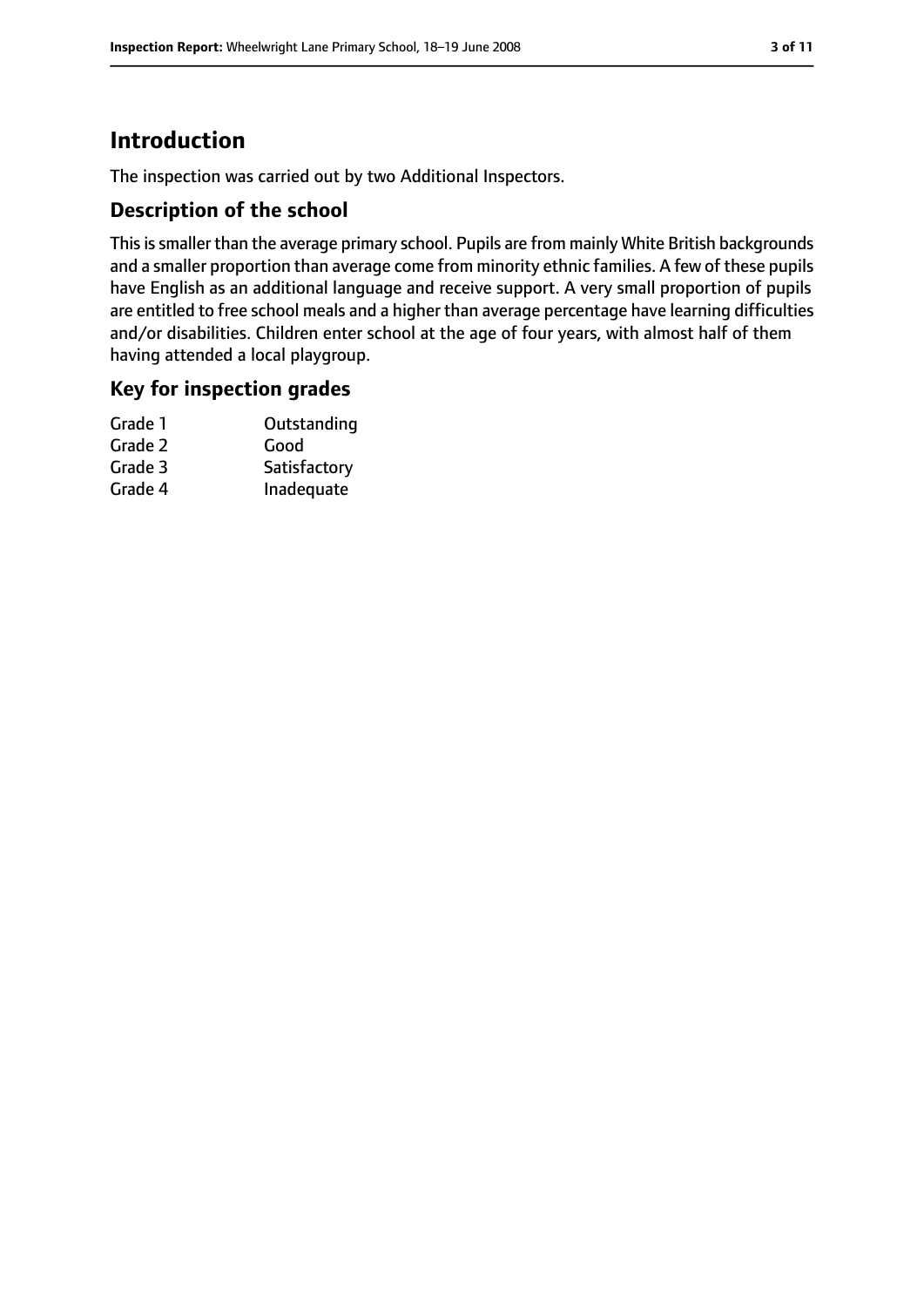## Introduction

The inspection was carried out by two Additional Inspectors.

### Description of the school

This is smaller than the average primary school. Pupils are from mainly White British backgrounds and a smaller proportion than average come from minority ethnic families. A few of these pupils have English as an additional language and receive support. A very small proportion of pupils are entitled to free school meals and a higher than average percentage have learning difficulties and/or disabilities. Children enter school at the age of four years, with almost half of them having attended a local playgroup.

### Key for inspection grades

| | |
|---|---|
| Grade 1 | Outstanding |
| Grade 2 | Good |
| Grade 3 | Satisfactory |
| Grade 4 | Inadequate |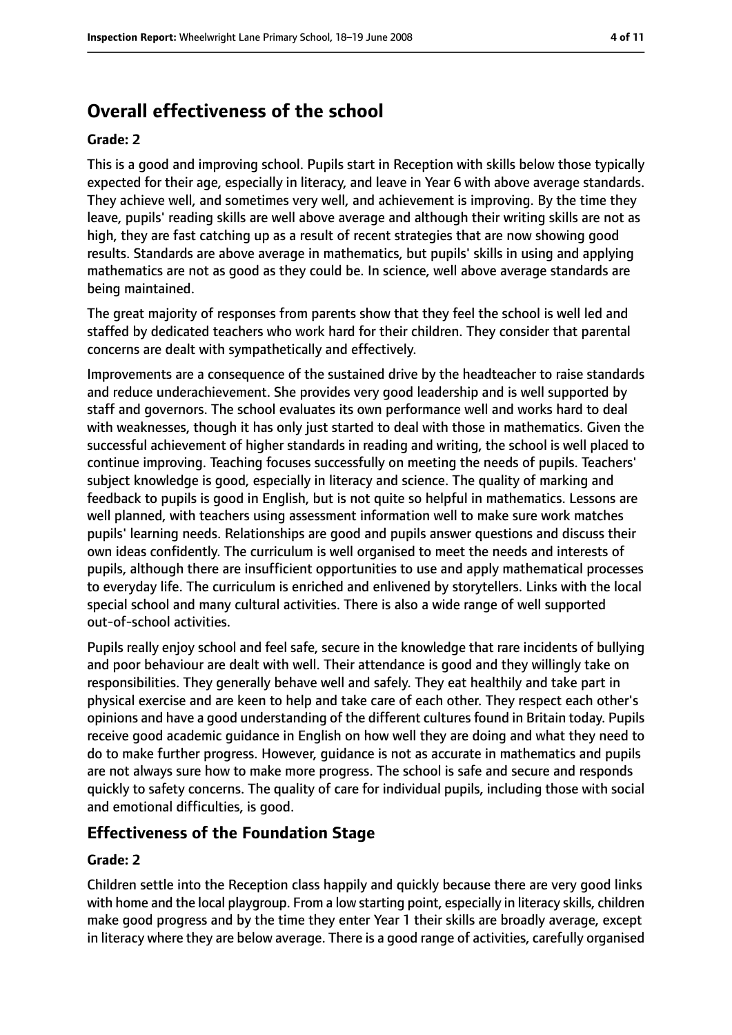# Overall effectiveness of the school

**Grade: 2**

This is a good and improving school. Pupils start in Reception with skills below those typically expected for their age, especially in literacy, and leave in Year 6 with above average standards. They achieve well, and sometimes very well, and achievement is improving. By the time they leave, pupils' reading skills are well above average and although their writing skills are not as high, they are fast catching up as a result of recent strategies that are now showing good results. Standards are above average in mathematics, but pupils' skills in using and applying mathematics are not as good as they could be. In science, well above average standards are being maintained.

The great majority of responses from parents show that they feel the school is well led and staffed by dedicated teachers who work hard for their children. They consider that parental concerns are dealt with sympathetically and effectively.

Improvements are a consequence of the sustained drive by the headteacher to raise standards and reduce underachievement. She provides very good leadership and is well supported by staff and governors. The school evaluates its own performance well and works hard to deal with weaknesses, though it has only just started to deal with those in mathematics. Given the successful achievement of higher standards in reading and writing, the school is well placed to continue improving. Teaching focuses successfully on meeting the needs of pupils. Teachers' subject knowledge is good, especially in literacy and science. The quality of marking and feedback to pupils is good in English, but is not quite so helpful in mathematics. Lessons are well planned, with teachers using assessment information well to make sure work matches pupils' learning needs. Relationships are good and pupils answer questions and discuss their own ideas confidently. The curriculum is well organised to meet the needs and interests of pupils, although there are insufficient opportunities to use and apply mathematical processes to everyday life. The curriculum is enriched and enlivened by storytellers. Links with the local special school and many cultural activities. There is also a wide range of well supported out-of-school activities.

Pupils really enjoy school and feel safe, secure in the knowledge that rare incidents of bullying and poor behaviour are dealt with well. Their attendance is good and they willingly take on responsibilities. They generally behave well and safely. They eat healthily and take part in physical exercise and are keen to help and take care of each other. They respect each other's opinions and have a good understanding of the different cultures found in Britain today. Pupils receive good academic guidance in English on how well they are doing and what they need to do to make further progress. However, guidance is not as accurate in mathematics and pupils are not always sure how to make more progress. The school is safe and secure and responds quickly to safety concerns. The quality of care for individual pupils, including those with social and emotional difficulties, is good.

## Effectiveness of the Foundation Stage

**Grade: 2**

Children settle into the Reception class happily and quickly because there are very good links with home and the local playgroup. From a low starting point, especially in literacy skills, children make good progress and by the time they enter Year 1 their skills are broadly average, except in literacy where they are below average. There is a good range of activities, carefully organised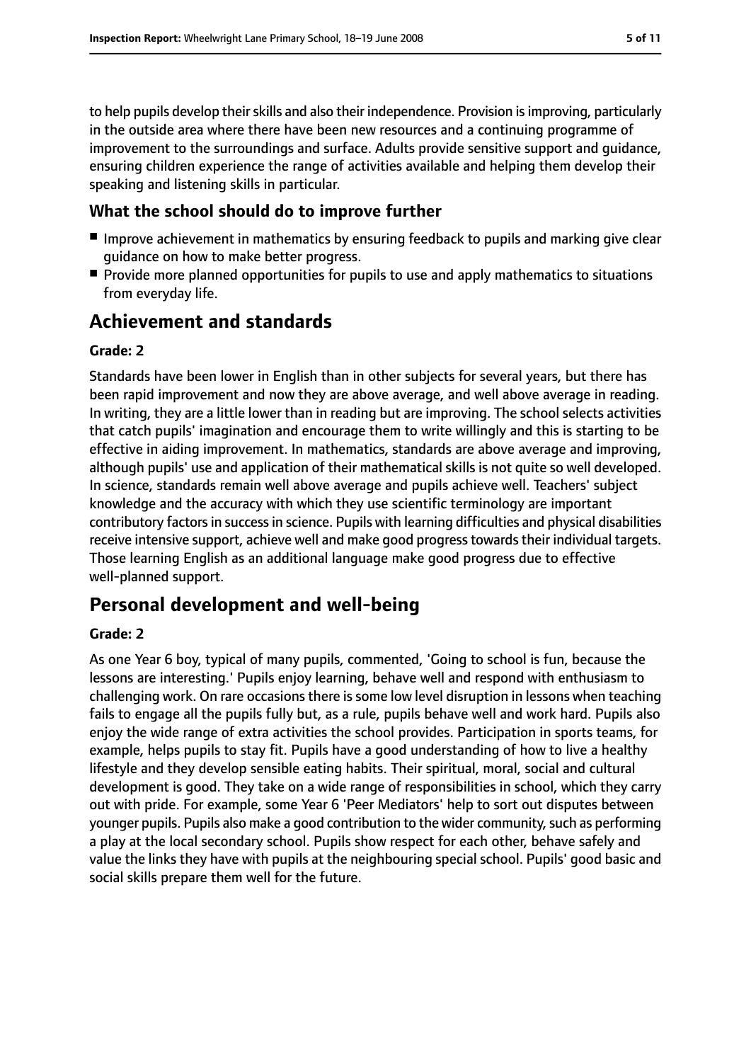to help pupils develop their skills and also their independence. Provision is improving, particularly in the outside area where there have been new resources and a continuing programme of improvement to the surroundings and surface. Adults provide sensitive support and guidance, ensuring children experience the range of activities available and helping them develop their speaking and listening skills in particular.

### What the school should do to improve further

- Improve achievement in mathematics by ensuring feedback to pupils and marking give clear guidance on how to make better progress.
- Provide more planned opportunities for pupils to use and apply mathematics to situations from everyday life.

## Achievement and standards

#### Grade: 2

Standards have been lower in English than in other subjects for several years, but there has been rapid improvement and now they are above average, and well above average in reading. In writing, they are a little lower than in reading but are improving. The school selects activities that catch pupils' imagination and encourage them to write willingly and this is starting to be effective in aiding improvement. In mathematics, standards are above average and improving, although pupils' use and application of their mathematical skills is not quite so well developed. In science, standards remain well above average and pupils achieve well. Teachers' subject knowledge and the accuracy with which they use scientific terminology are important contributory factors in success in science. Pupils with learning difficulties and physical disabilities receive intensive support, achieve well and make good progress towards their individual targets. Those learning English as an additional language make good progress due to effective well-planned support.

## Personal development and well-being

#### Grade: 2

As one Year 6 boy, typical of many pupils, commented, 'Going to school is fun, because the lessons are interesting.' Pupils enjoy learning, behave well and respond with enthusiasm to challenging work. On rare occasions there is some low level disruption in lessons when teaching fails to engage all the pupils fully but, as a rule, pupils behave well and work hard. Pupils also enjoy the wide range of extra activities the school provides. Participation in sports teams, for example, helps pupils to stay fit. Pupils have a good understanding of how to live a healthy lifestyle and they develop sensible eating habits. Their spiritual, moral, social and cultural development is good. They take on a wide range of responsibilities in school, which they carry out with pride. For example, some Year 6 'Peer Mediators' help to sort out disputes between younger pupils. Pupils also make a good contribution to the wider community, such as performing a play at the local secondary school. Pupils show respect for each other, behave safely and value the links they have with pupils at the neighbouring special school. Pupils' good basic and social skills prepare them well for the future.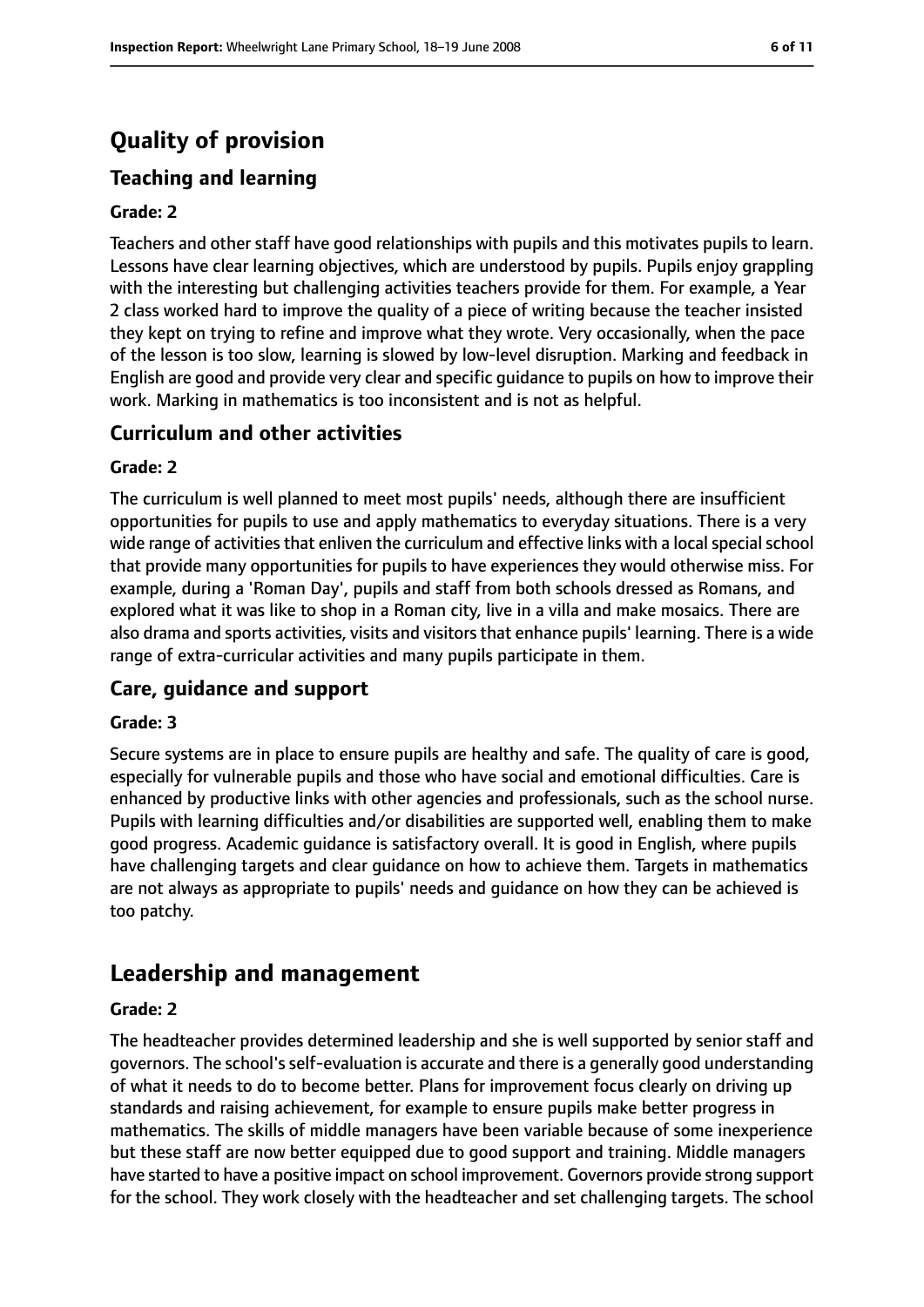# Quality of provision

## Teaching and learning

**Grade: 2**

Teachers and other staff have good relationships with pupils and this motivates pupils to learn. Lessons have clear learning objectives, which are understood by pupils. Pupils enjoy grappling with the interesting but challenging activities teachers provide for them. For example, a Year 2 class worked hard to improve the quality of a piece of writing because the teacher insisted they kept on trying to refine and improve what they wrote. Very occasionally, when the pace of the lesson is too slow, learning is slowed by low-level disruption. Marking and feedback in English are good and provide very clear and specific guidance to pupils on how to improve their work. Marking in mathematics is too inconsistent and is not as helpful.

## Curriculum and other activities

**Grade: 2**

The curriculum is well planned to meet most pupils' needs, although there are insufficient opportunities for pupils to use and apply mathematics to everyday situations. There is a very wide range of activities that enliven the curriculum and effective links with a local special school that provide many opportunities for pupils to have experiences they would otherwise miss. For example, during a 'Roman Day', pupils and staff from both schools dressed as Romans, and explored what it was like to shop in a Roman city, live in a villa and make mosaics. There are also drama and sports activities, visits and visitors that enhance pupils' learning. There is a wide range of extra-curricular activities and many pupils participate in them.

## Care, guidance and support

**Grade: 3**

Secure systems are in place to ensure pupils are healthy and safe. The quality of care is good, especially for vulnerable pupils and those who have social and emotional difficulties. Care is enhanced by productive links with other agencies and professionals, such as the school nurse. Pupils with learning difficulties and/or disabilities are supported well, enabling them to make good progress. Academic guidance is satisfactory overall. It is good in English, where pupils have challenging targets and clear guidance on how to achieve them. Targets in mathematics are not always as appropriate to pupils' needs and guidance on how they can be achieved is too patchy.

# Leadership and management

**Grade: 2**

The headteacher provides determined leadership and she is well supported by senior staff and governors. The school's self-evaluation is accurate and there is a generally good understanding of what it needs to do to become better. Plans for improvement focus clearly on driving up standards and raising achievement, for example to ensure pupils make better progress in mathematics. The skills of middle managers have been variable because of some inexperience but these staff are now better equipped due to good support and training. Middle managers have started to have a positive impact on school improvement. Governors provide strong support for the school. They work closely with the headteacher and set challenging targets. The school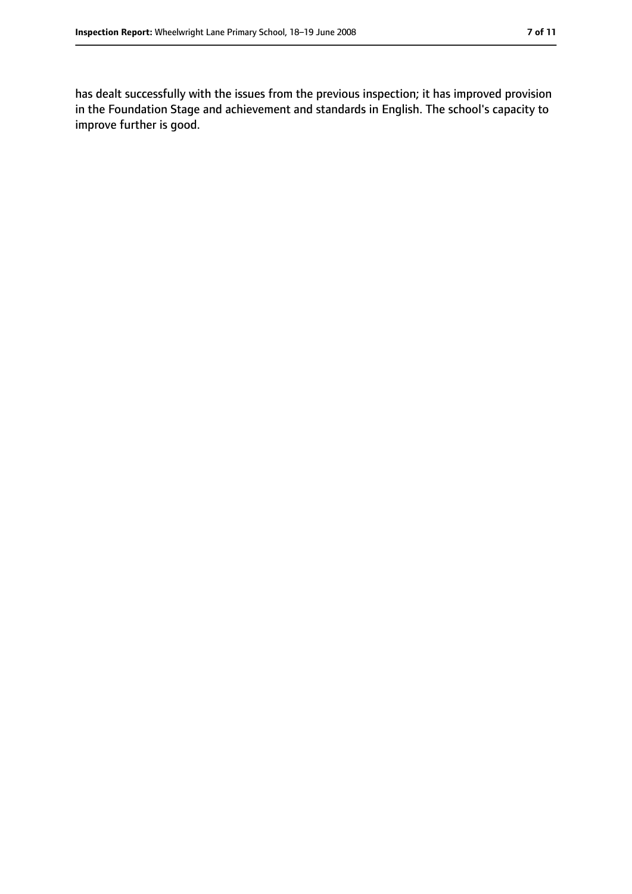has dealt successfully with the issues from the previous inspection; it has improved provision in the Foundation Stage and achievement and standards in English. The school's capacity to improve further is good.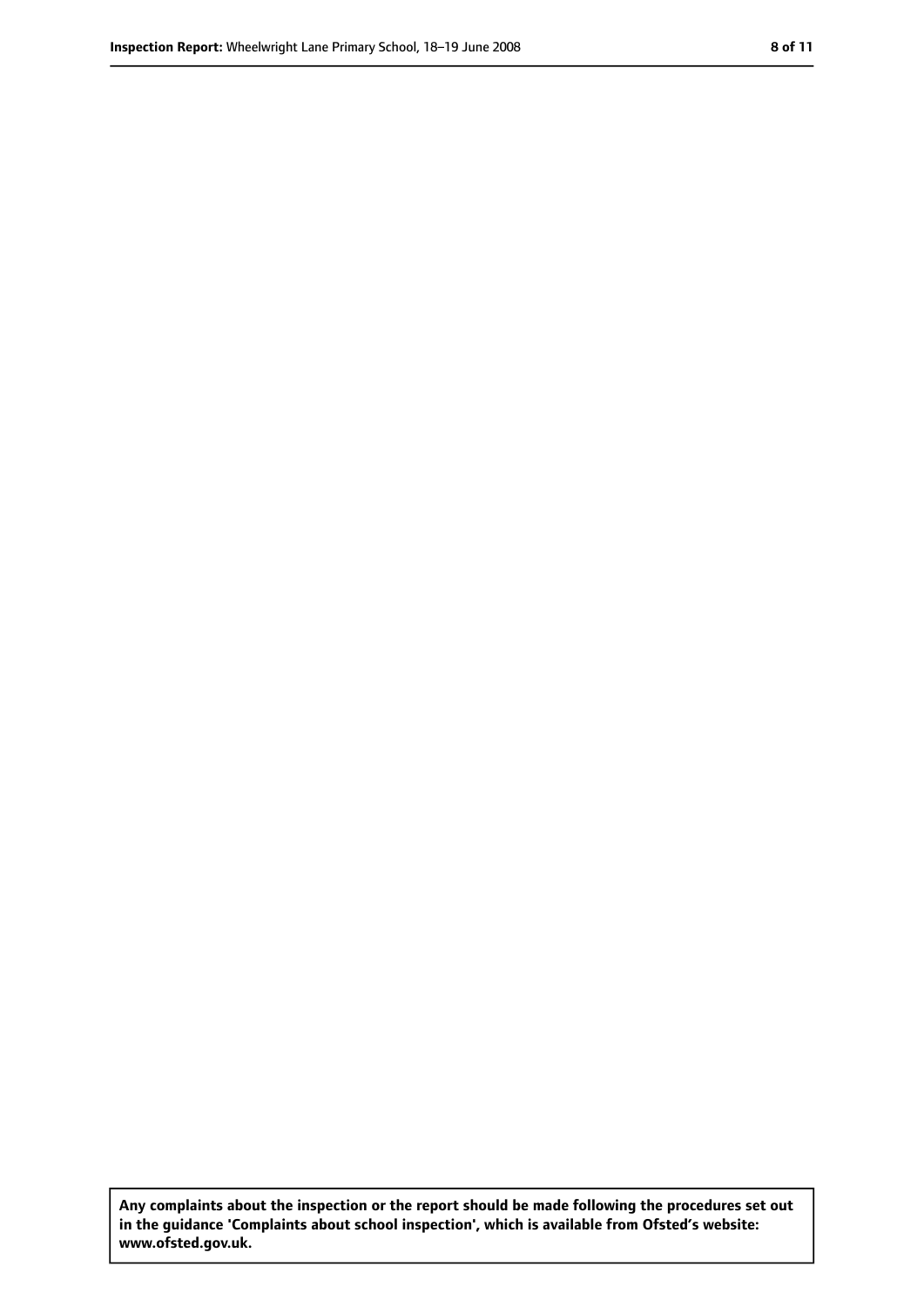**Any complaints about the inspection or the report should be made following the procedures set out in the guidance 'Complaints about school inspection', which is available from Ofsted's website: www.ofsted.gov.uk.**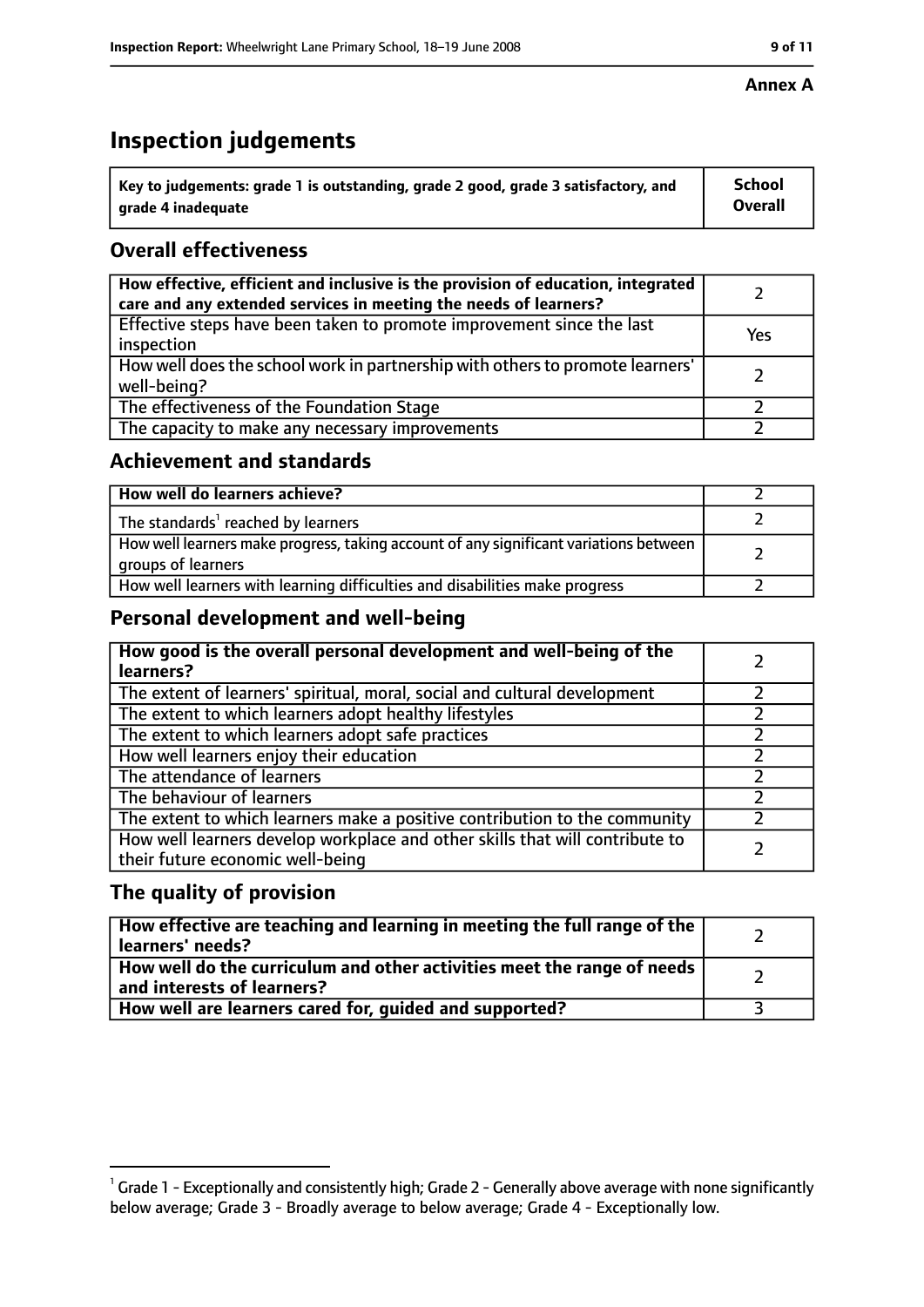**Annex A**

# Inspection judgements

| Key to judgements: grade 1 is outstanding, grade 2 good, grade 3 satisfactory, and grade 4 inadequate | School Overall |
|---|---|

## Overall effectiveness

| | |
|---|---|
| How effective, efficient and inclusive is the provision of education, integrated care and any extended services in meeting the needs of learners? | 2 |
| Effective steps have been taken to promote improvement since the last inspection | Yes |
| How well does the school work in partnership with others to promote learners' well-being? | 2 |
| The effectiveness of the Foundation Stage | 2 |
| The capacity to make any necessary improvements | 2 |

## Achievement and standards

| | |
|---|---|
| **How well do learners achieve?** | 2 |
| The standards[1] reached by learners | 2 |
| How well learners make progress, taking account of any significant variations between groups of learners | 2 |
| How well learners with learning difficulties and disabilities make progress | 2 |

## Personal development and well-being

| | |
|---|---|
| **How good is the overall personal development and well-being of the learners?** | 2 |
| The extent of learners' spiritual, moral, social and cultural development | 2 |
| The extent to which learners adopt healthy lifestyles | 2 |
| The extent to which learners adopt safe practices | 2 |
| How well learners enjoy their education | 2 |
| The attendance of learners | 2 |
| The behaviour of learners | 2 |
| The extent to which learners make a positive contribution to the community | 2 |
| How well learners develop workplace and other skills that will contribute to their future economic well-being | 2 |

## The quality of provision

| | |
|---|---|
| **How effective are teaching and learning in meeting the full range of the learners' needs?** | 2 |
| **How well do the curriculum and other activities meet the range of needs and interests of learners?** | 2 |
| **How well are learners cared for, guided and supported?** | 3 |

[1] Grade 1 - Exceptionally and consistently high; Grade 2 - Generally above average with none significantly below average; Grade 3 - Broadly average to below average; Grade 4 - Exceptionally low.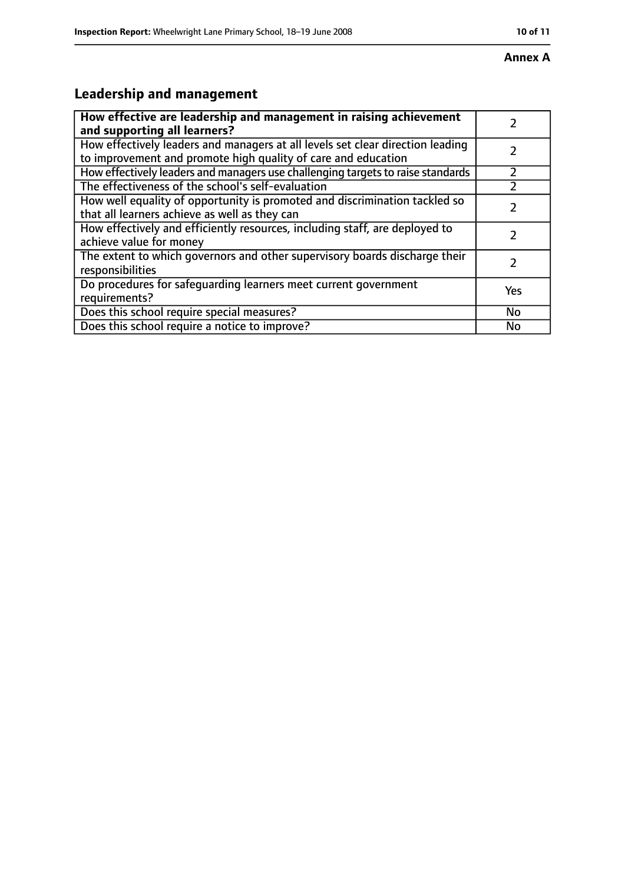**Annex A**

## Leadership and management

| **How effective are leadership and management in raising achievement and supporting all learners?** | 2 |
|---|---|
| How effectively leaders and managers at all levels set clear direction leading to improvement and promote high quality of care and education | 2 |
| How effectively leaders and managers use challenging targets to raise standards | 2 |
| The effectiveness of the school's self-evaluation | 2 |
| How well equality of opportunity is promoted and discrimination tackled so that all learners achieve as well as they can | 2 |
| How effectively and efficiently resources, including staff, are deployed to achieve value for money | 2 |
| The extent to which governors and other supervisory boards discharge their responsibilities | 2 |
| Do procedures for safeguarding learners meet current government requirements? | Yes |
| Does this school require special measures? | No |
| Does this school require a notice to improve? | No |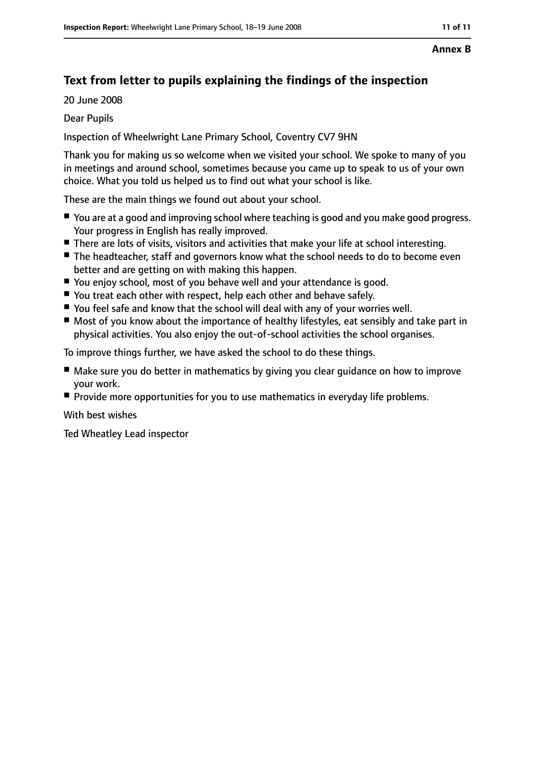**Annex B**

## Text from letter to pupils explaining the findings of the inspection

20 June 2008

Dear Pupils

Inspection of Wheelwright Lane Primary School, Coventry CV7 9HN

Thank you for making us so welcome when we visited your school. We spoke to many of you in meetings and around school, sometimes because you came up to speak to us of your own choice. What you told us helped us to find out what your school is like.

These are the main things we found out about your school.

- You are at a good and improving school where teaching is good and you make good progress. Your progress in English has really improved.
- There are lots of visits, visitors and activities that make your life at school interesting.
- The headteacher, staff and governors know what the school needs to do to become even better and are getting on with making this happen.
- You enjoy school, most of you behave well and your attendance is good.
- You treat each other with respect, help each other and behave safely.
- You feel safe and know that the school will deal with any of your worries well.
- Most of you know about the importance of healthy lifestyles, eat sensibly and take part in physical activities. You also enjoy the out-of-school activities the school organises.

To improve things further, we have asked the school to do these things.

- Make sure you do better in mathematics by giving you clear guidance on how to improve your work.
- Provide more opportunities for you to use mathematics in everyday life problems.

With best wishes

Ted Wheatley Lead inspector